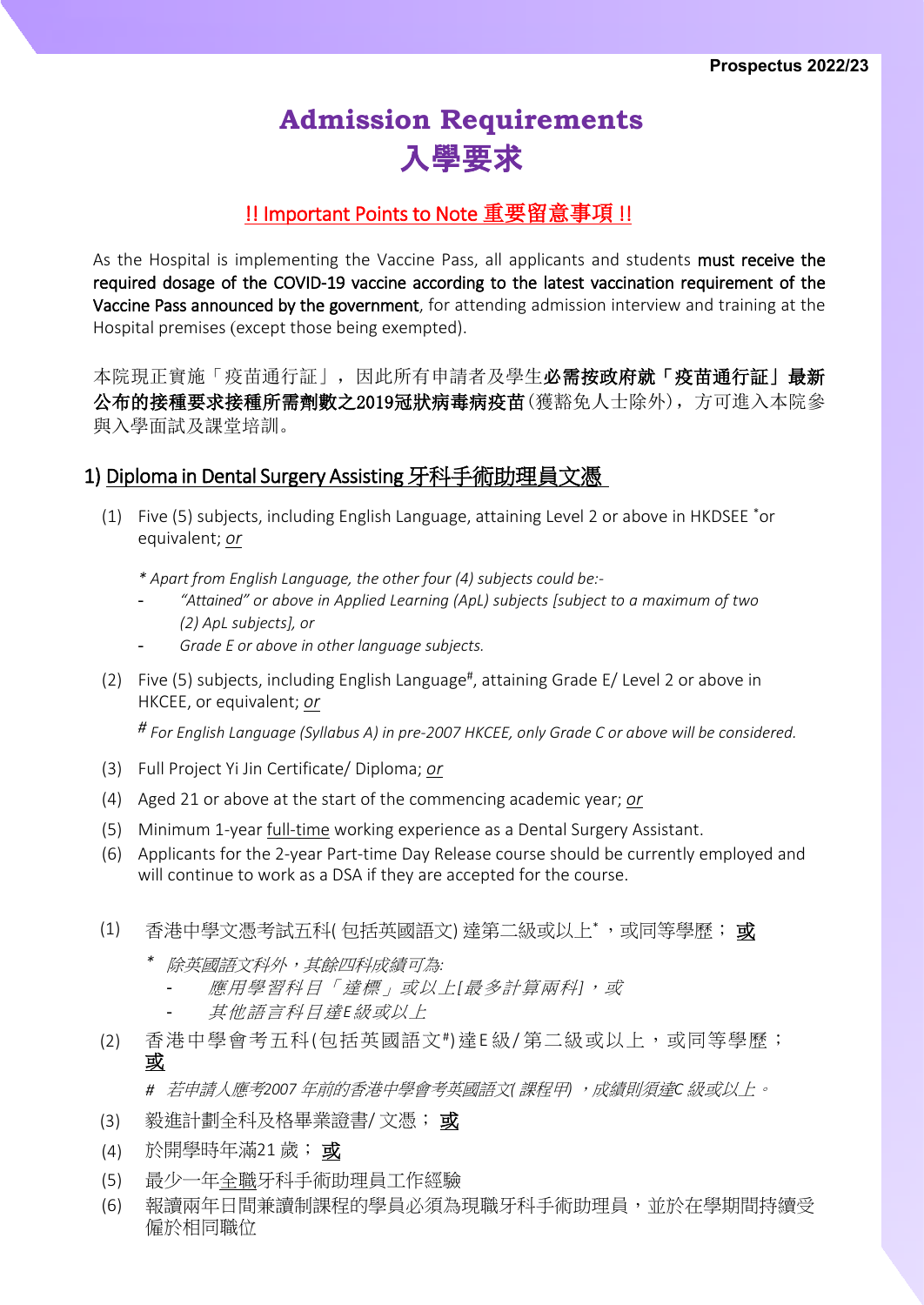# Admission Requirements
# 入學要求

## !! Important Points to Note 重要留意事項 !!

As the Hospital is implementing the Vaccine Pass, all applicants and students **must receive the required dosage of the COVID-19 vaccine according to the latest vaccination requirement of the Vaccine Pass announced by the government**, for attending admission interview and training at the Hospital premises (except those being exempted).

本院現正實施「疫苗通行証」，因此所有申請者及學生**必需按政府就「疫苗通行証」最新公布的接種要求接種所需劑數之2019冠狀病毒病疫苗**(獲豁免人士除外)，方可進入本院參與入學面試及課堂培訓。

## 1) Diploma in Dental Surgery Assisting 牙科手術助理員文憑

(1) Five (5) subjects, including English Language, attaining Level 2 or above in HKDSEE *or equivalent; *or*

*\* Apart from English Language, the other four (4) subjects could be:-*

- *"Attained" or above in Applied Learning (ApL) subjects [subject to a maximum of two (2) ApL subjects], or*
- *Grade E or above in other language subjects.*

(2) Five (5) subjects, including English Language#, attaining Grade E/ Level 2 or above in HKCEE, or equivalent; *or*

*# For English Language (Syllabus A) in pre-2007 HKCEE, only Grade C or above will be considered.*

(3) Full Project Yi Jin Certificate/ Diploma; *or*

(4) Aged 21 or above at the start of the commencing academic year; *or*

(5) Minimum 1-year full-time working experience as a Dental Surgery Assistant.

(6) Applicants for the 2-year Part-time Day Release course should be currently employed and will continue to work as a DSA if they are accepted for the course.

(1) 香港中學文憑考試五科(包括英國語文) 達第二級或以上*，或同等學歷；**或**

*\* 除英國語文科外，其餘四科成績可為:*

- *應用學習科目「達標」或以上[最多計算兩科]，或*
- *其他語言科目達E級或以上*

(2) 香港中學會考五科(包括英國語文#)達E級/第二級或以上，或同等學歷；**或**

*# 若申請人應考2007 年前的香港中學會考英國語文(課程甲) ，成績則須達C 級或以上。*

(3) 毅進計劃全科及格畢業證書/文憑；**或**

(4) 於開學時年滿21 歲；**或**

(5) 最少一年全職牙科手術助理員工作經驗

(6) 報讀兩年日間兼讀制課程的學員必須為現職牙科手術助理員，並於在學期間持續受僱於相同職位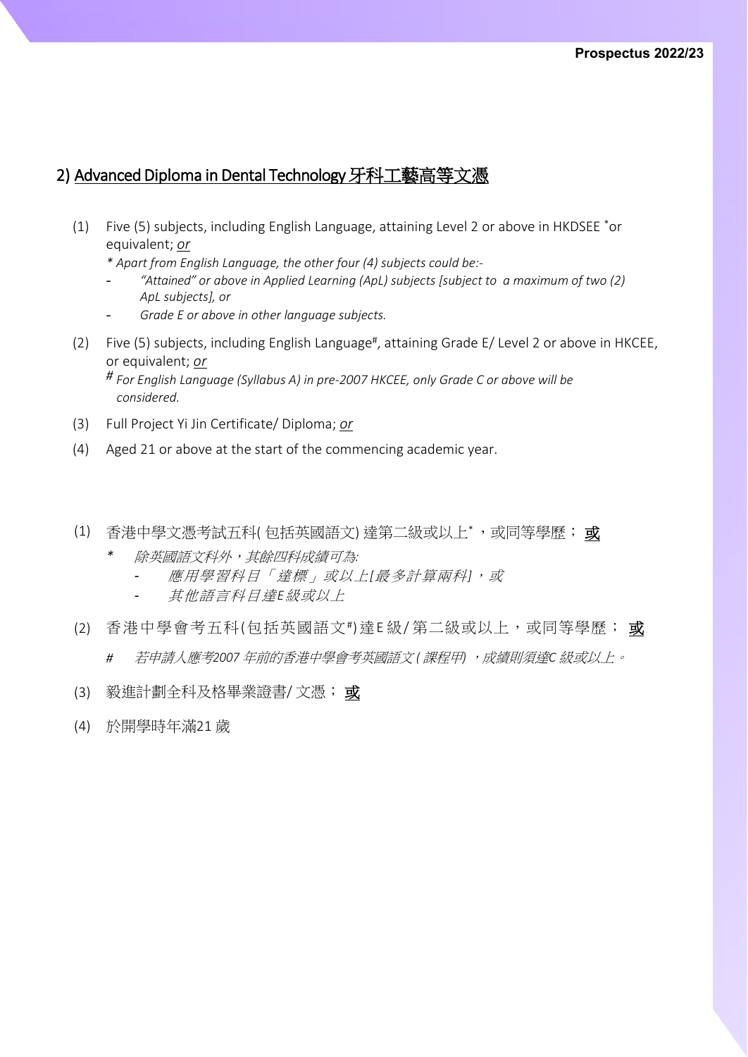## 2) Advanced Diploma in Dental Technology 牙科工藝高等文憑

(1) Five (5) subjects, including English Language, attaining Level 2 or above in HKDSEE *or equivalent; *or*

*\* Apart from English Language, the other four (4) subjects could be:-*

- *"Attained" or above in Applied Learning (ApL) subjects [subject to a maximum of two (2) ApL subjects], or*
- *Grade E or above in other language subjects.*

(2) Five (5) subjects, including English Language#, attaining Grade E/ Level 2 or above in HKCEE, or equivalent; *or*

*# For English Language (Syllabus A) in pre-2007 HKCEE, only Grade C or above will be considered.*

(3) Full Project Yi Jin Certificate/ Diploma; *or*

(4) Aged 21 or above at the start of the commencing academic year.

(1) 香港中學文憑考試五科( 包括英國語文) 達第二級或以上*，或同等學歷； **或**

*\* 除英國語文科外，其餘四科成績可為:*

- *應用學習科目「達標」或以上[最多計算兩科]，或*
- *其他語言科目達E級或以上*

(2) 香港中學會考五科(包括英國語文#)達E級/第二級或以上，或同等學歷； **或**

*# 若申請人應考2007 年前的香港中學會考英國語文( 課程甲) ，成績則須達C 級或以上。*

(3) 毅進計劃全科及格畢業證書/ 文憑； **或**

(4) 於開學時年滿21 歲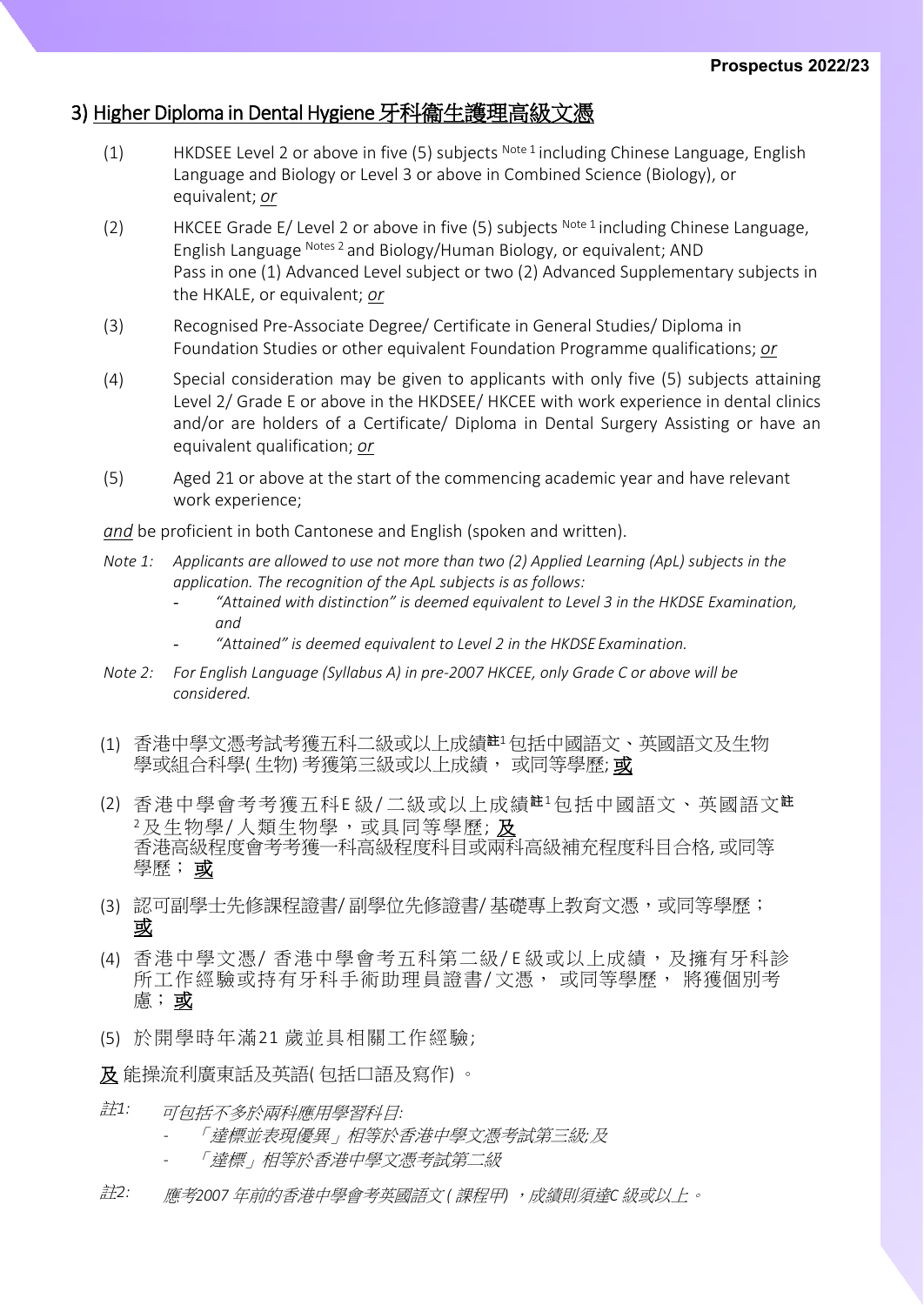## 3) Higher Diploma in Dental Hygiene 牙科衞生護理高級文憑

(1) HKDSEE Level 2 or above in five (5) subjects [Note 1] including Chinese Language, English Language and Biology or Level 3 or above in Combined Science (Biology), or equivalent; *or*

(2) HKCEE Grade E/ Level 2 or above in five (5) subjects [Note 1] including Chinese Language, English Language [Notes 2] and Biology/Human Biology, or equivalent; AND Pass in one (1) Advanced Level subject or two (2) Advanced Supplementary subjects in the HKALE, or equivalent; *or*

(3) Recognised Pre-Associate Degree/ Certificate in General Studies/ Diploma in Foundation Studies or other equivalent Foundation Programme qualifications; *or*

(4) Special consideration may be given to applicants with only five (5) subjects attaining Level 2/ Grade E or above in the HKDSEE/ HKCEE with work experience in dental clinics and/or are holders of a Certificate/ Diploma in Dental Surgery Assisting or have an equivalent qualification; *or*

(5) Aged 21 or above at the start of the commencing academic year and have relevant work experience;

*and* be proficient in both Cantonese and English (spoken and written).

*Note 1: Applicants are allowed to use not more than two (2) Applied Learning (ApL) subjects in the application. The recognition of the ApL subjects is as follows:*
- *"Attained with distinction" is deemed equivalent to Level 3 in the HKDSE Examination, and*
- *"Attained" is deemed equivalent to Level 2 in the HKDSE Examination.*

*Note 2: For English Language (Syllabus A) in pre-2007 HKCEE, only Grade C or above will be considered.*

(1) 香港中學文憑考試考獲五科二級或以上成績**註**1 包括中國語文、英國語文及生物學或組合科學( 生物) 考獲第三級或以上成績， 或同等學歷; **或**

(2) 香港中學會考考獲五科E 級/ 二級或以上成績**註**1 包括中國語文、英國語文**註**2 及生物學/ 人類生物學，或具同等學歷; **及**
香港高級程度會考考獲一科高級程度科目或兩科高級補充程度科目合格, 或同等學歷； **或**

(3) 認可副學士先修課程證書/ 副學位先修證書/ 基礎專上教育文憑，或同等學歷； **或**

(4) 香港中學文憑/ 香港中學會考五科第二級/ E 級或以上成績，及擁有牙科診所工作經驗或持有牙科手術助理員證書/ 文憑， 或同等學歷， 將獲個別考慮； **或**

(5) 於開學時年滿21 歲並具相關工作經驗;

**及** 能操流利廣東話及英語( 包括口語及寫作) 。

*註1: 可包括不多於兩科應用學習科目:*
- *「達標並表現優異」相等於香港中學文憑考試第三級; 及*
- *「達標」相等於香港中學文憑考試第二級*

*註2: 應考2007 年前的香港中學會考英國語文 ( 課程甲) ，成績則須達C 級或以上。*